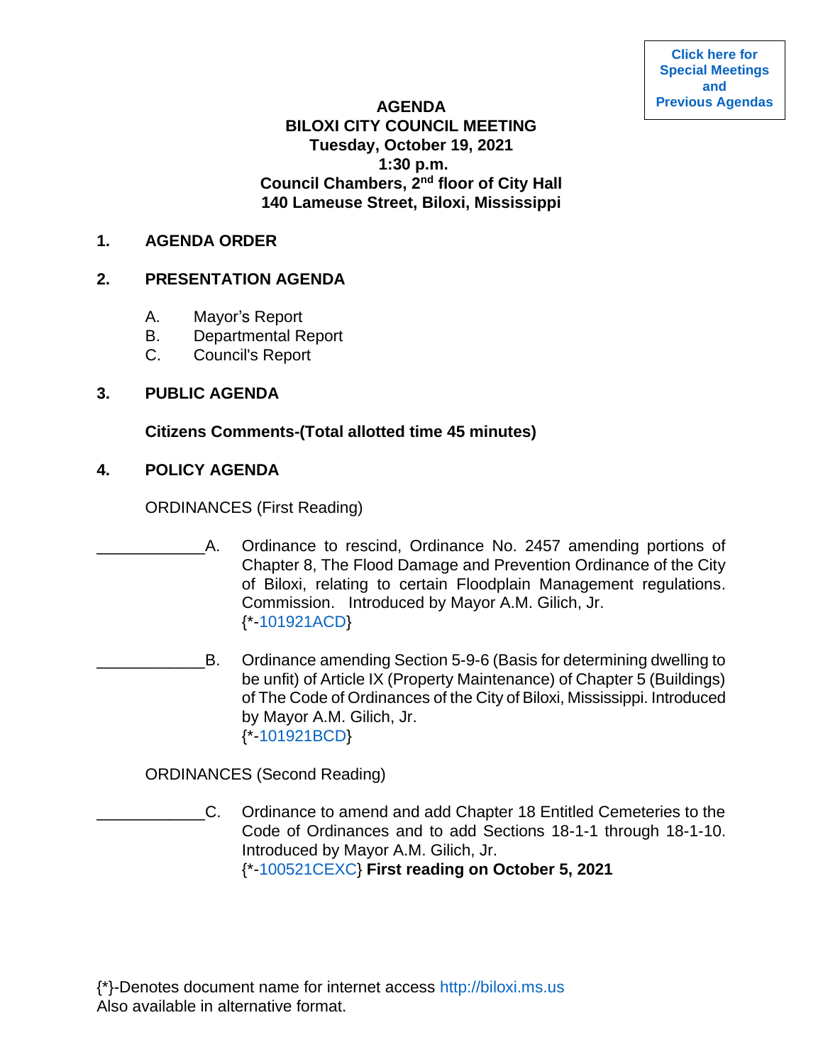Click here for Special Meetings and Previous Agendas

# AGENDA
## BILOXI CITY COUNCIL MEETING
**Tuesday, October 19, 2021**
**1:30 p.m.**
**Council Chambers, 2nd floor of City Hall**
**140 Lameuse Street, Biloxi, Mississippi**

## 1. AGENDA ORDER

## 2. PRESENTATION AGENDA

A. Mayor's Report
B. Departmental Report
C. Council's Report

## 3. PUBLIC AGENDA

**Citizens Comments-(Total allotted time 45 minutes)**

## 4. POLICY AGENDA

ORDINANCES (First Reading)

____________A. Ordinance to rescind, Ordinance No. 2457 amending portions of Chapter 8, The Flood Damage and Prevention Ordinance of the City of Biloxi, relating to certain Floodplain Management regulations. Commission. Introduced by Mayor A.M. Gilich, Jr.
{*-101921ACD}

____________B. Ordinance amending Section 5-9-6 (Basis for determining dwelling to be unfit) of Article IX (Property Maintenance) of Chapter 5 (Buildings) of The Code of Ordinances of the City of Biloxi, Mississippi. Introduced by Mayor A.M. Gilich, Jr.
{*-101921BCD}

ORDINANCES (Second Reading)

____________C. Ordinance to amend and add Chapter 18 Entitled Cemeteries to the Code of Ordinances and to add Sections 18-1-1 through 18-1-10. Introduced by Mayor A.M. Gilich, Jr.
{*-100521CEXC} **First reading on October 5, 2021**

{*}-Denotes document name for internet access http://biloxi.ms.us
Also available in alternative format.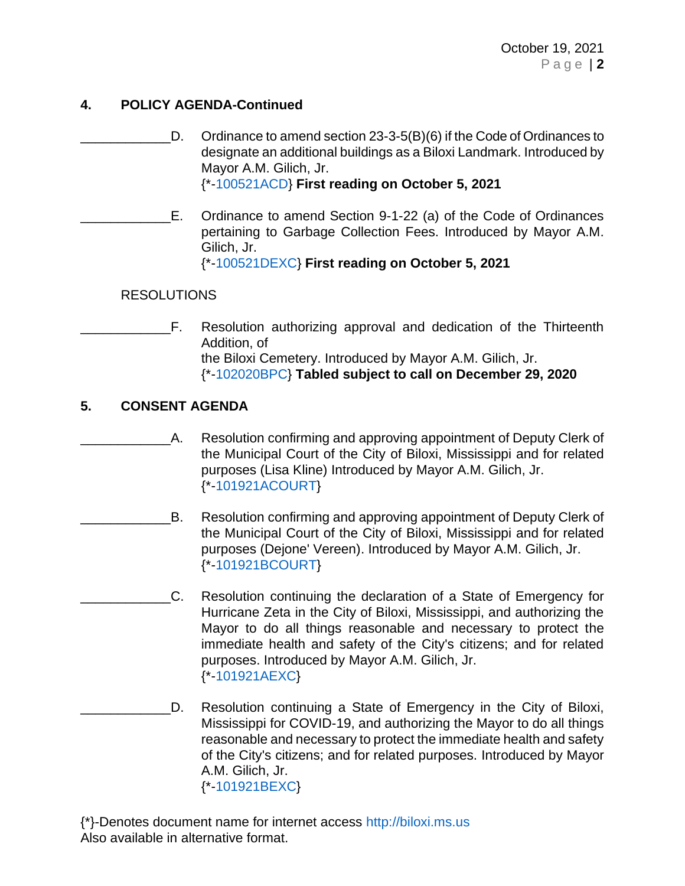## 4. POLICY AGENDA-Continued

____________D. Ordinance to amend section 23-3-5(B)(6) if the Code of Ordinances to designate an additional buildings as a Biloxi Landmark. Introduced by Mayor A.M. Gilich, Jr.
{*-100521ACD} **First reading on October 5, 2021**

____________E. Ordinance to amend Section 9-1-22 (a) of the Code of Ordinances pertaining to Garbage Collection Fees. Introduced by Mayor A.M. Gilich, Jr.
{*-100521DEXC} **First reading on October 5, 2021**

RESOLUTIONS

____________F. Resolution authorizing approval and dedication of the Thirteenth Addition, of
the Biloxi Cemetery. Introduced by Mayor A.M. Gilich, Jr.
{*-102020BPC} **Tabled subject to call on December 29, 2020**

## 5. CONSENT AGENDA

____________A. Resolution confirming and approving appointment of Deputy Clerk of the Municipal Court of the City of Biloxi, Mississippi and for related purposes (Lisa Kline) Introduced by Mayor A.M. Gilich, Jr.
{*-101921ACOURT}

____________B. Resolution confirming and approving appointment of Deputy Clerk of the Municipal Court of the City of Biloxi, Mississippi and for related purposes (Dejone' Vereen). Introduced by Mayor A.M. Gilich, Jr.
{*-101921BCOURT}

____________C. Resolution continuing the declaration of a State of Emergency for Hurricane Zeta in the City of Biloxi, Mississippi, and authorizing the Mayor to do all things reasonable and necessary to protect the immediate health and safety of the City's citizens; and for related purposes. Introduced by Mayor A.M. Gilich, Jr.
{*-101921AEXC}

____________D. Resolution continuing a State of Emergency in the City of Biloxi, Mississippi for COVID-19, and authorizing the Mayor to do all things reasonable and necessary to protect the immediate health and safety of the City's citizens; and for related purposes. Introduced by Mayor A.M. Gilich, Jr.
{*-101921BEXC}

{*}-Denotes document name for internet access http://biloxi.ms.us
Also available in alternative format.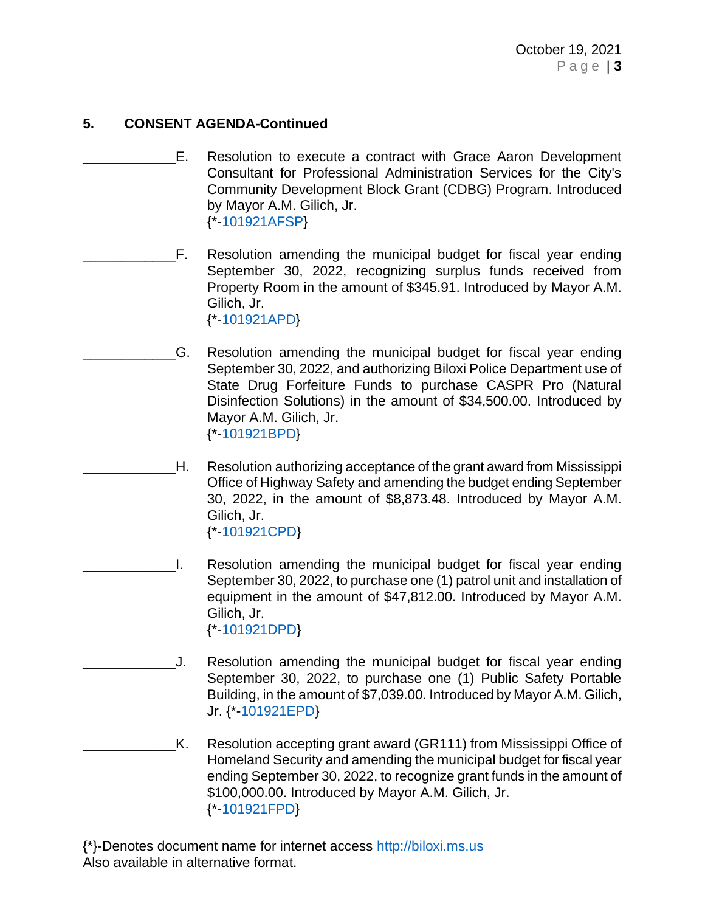**5. CONSENT AGENDA-Continued**

____________E. Resolution to execute a contract with Grace Aaron Development Consultant for Professional Administration Services for the City's Community Development Block Grant (CDBG) Program. Introduced by Mayor A.M. Gilich, Jr.
{*-101921AFSP}

____________F. Resolution amending the municipal budget for fiscal year ending September 30, 2022, recognizing surplus funds received from Property Room in the amount of $345.91. Introduced by Mayor A.M. Gilich, Jr.
{*-101921APD}

____________G. Resolution amending the municipal budget for fiscal year ending September 30, 2022, and authorizing Biloxi Police Department use of State Drug Forfeiture Funds to purchase CASPR Pro (Natural Disinfection Solutions) in the amount of $34,500.00. Introduced by Mayor A.M. Gilich, Jr.
{*-101921BPD}

____________H. Resolution authorizing acceptance of the grant award from Mississippi Office of Highway Safety and amending the budget ending September 30, 2022, in the amount of $8,873.48. Introduced by Mayor A.M. Gilich, Jr.
{*-101921CPD}

____________I. Resolution amending the municipal budget for fiscal year ending September 30, 2022, to purchase one (1) patrol unit and installation of equipment in the amount of $47,812.00. Introduced by Mayor A.M. Gilich, Jr.
{*-101921DPD}

____________J. Resolution amending the municipal budget for fiscal year ending September 30, 2022, to purchase one (1) Public Safety Portable Building, in the amount of $7,039.00. Introduced by Mayor A.M. Gilich, Jr. {*-101921EPD}

____________K. Resolution accepting grant award (GR111) from Mississippi Office of Homeland Security and amending the municipal budget for fiscal year ending September 30, 2022, to recognize grant funds in the amount of $100,000.00. Introduced by Mayor A.M. Gilich, Jr.
{*-101921FPD}

{*}-Denotes document name for internet access http://biloxi.ms.us
Also available in alternative format.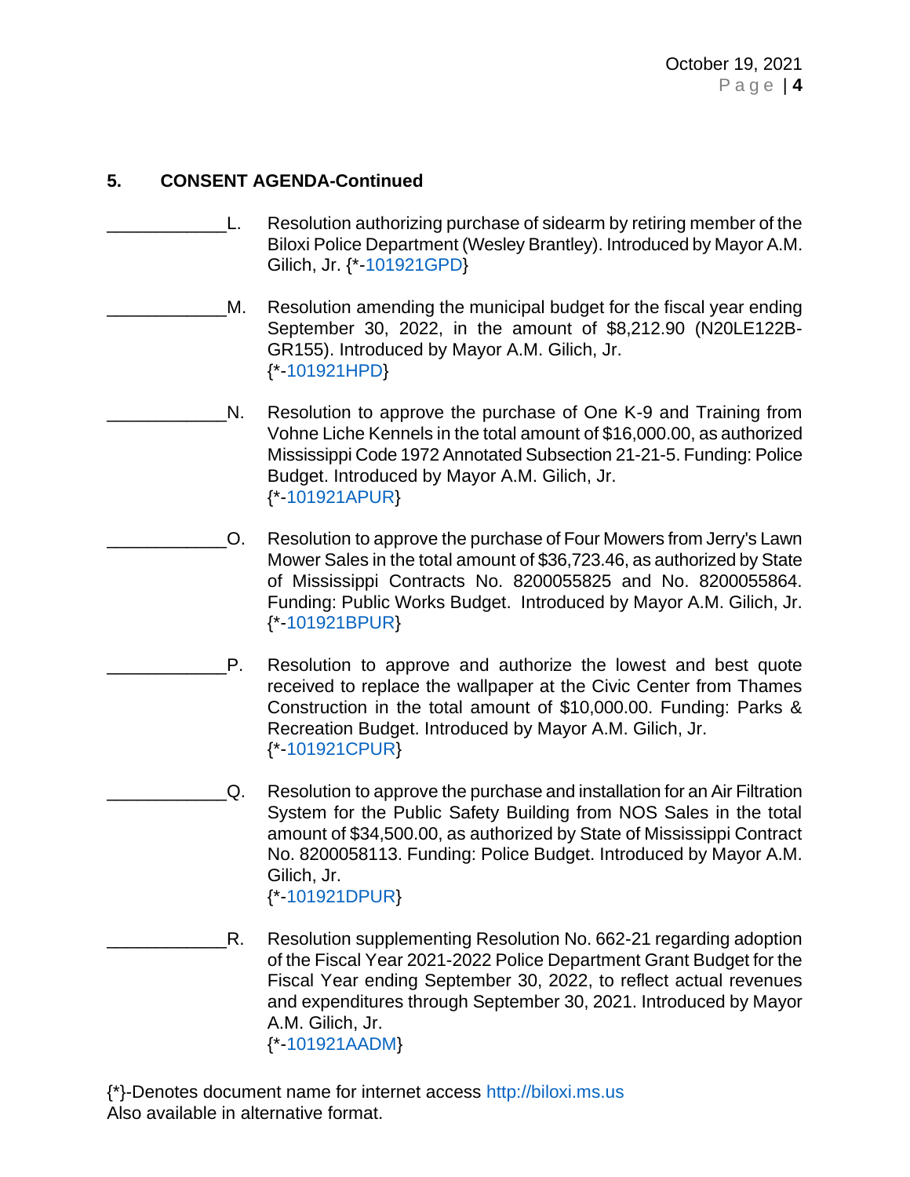## 5. CONSENT AGENDA-Continued

____________L. Resolution authorizing purchase of sidearm by retiring member of the Biloxi Police Department (Wesley Brantley). Introduced by Mayor A.M. Gilich, Jr. {*-101921GPD}

____________M. Resolution amending the municipal budget for the fiscal year ending September 30, 2022, in the amount of $8,212.90 (N20LE122B-GR155). Introduced by Mayor A.M. Gilich, Jr. {*-101921HPD}

____________N. Resolution to approve the purchase of One K-9 and Training from Vohne Liche Kennels in the total amount of $16,000.00, as authorized Mississippi Code 1972 Annotated Subsection 21-21-5. Funding: Police Budget. Introduced by Mayor A.M. Gilich, Jr. {*-101921APUR}

____________O. Resolution to approve the purchase of Four Mowers from Jerry's Lawn Mower Sales in the total amount of $36,723.46, as authorized by State of Mississippi Contracts No. 8200055825 and No. 8200055864. Funding: Public Works Budget. Introduced by Mayor A.M. Gilich, Jr. {*-101921BPUR}

____________P. Resolution to approve and authorize the lowest and best quote received to replace the wallpaper at the Civic Center from Thames Construction in the total amount of $10,000.00. Funding: Parks & Recreation Budget. Introduced by Mayor A.M. Gilich, Jr. {*-101921CPUR}

____________Q. Resolution to approve the purchase and installation for an Air Filtration System for the Public Safety Building from NOS Sales in the total amount of $34,500.00, as authorized by State of Mississippi Contract No. 8200058113. Funding: Police Budget. Introduced by Mayor A.M. Gilich, Jr. {*-101921DPUR}

____________R. Resolution supplementing Resolution No. 662-21 regarding adoption of the Fiscal Year 2021-2022 Police Department Grant Budget for the Fiscal Year ending September 30, 2022, to reflect actual revenues and expenditures through September 30, 2021. Introduced by Mayor A.M. Gilich, Jr. {*-101921AADM}

{*}-Denotes document name for internet access http://biloxi.ms.us
Also available in alternative format.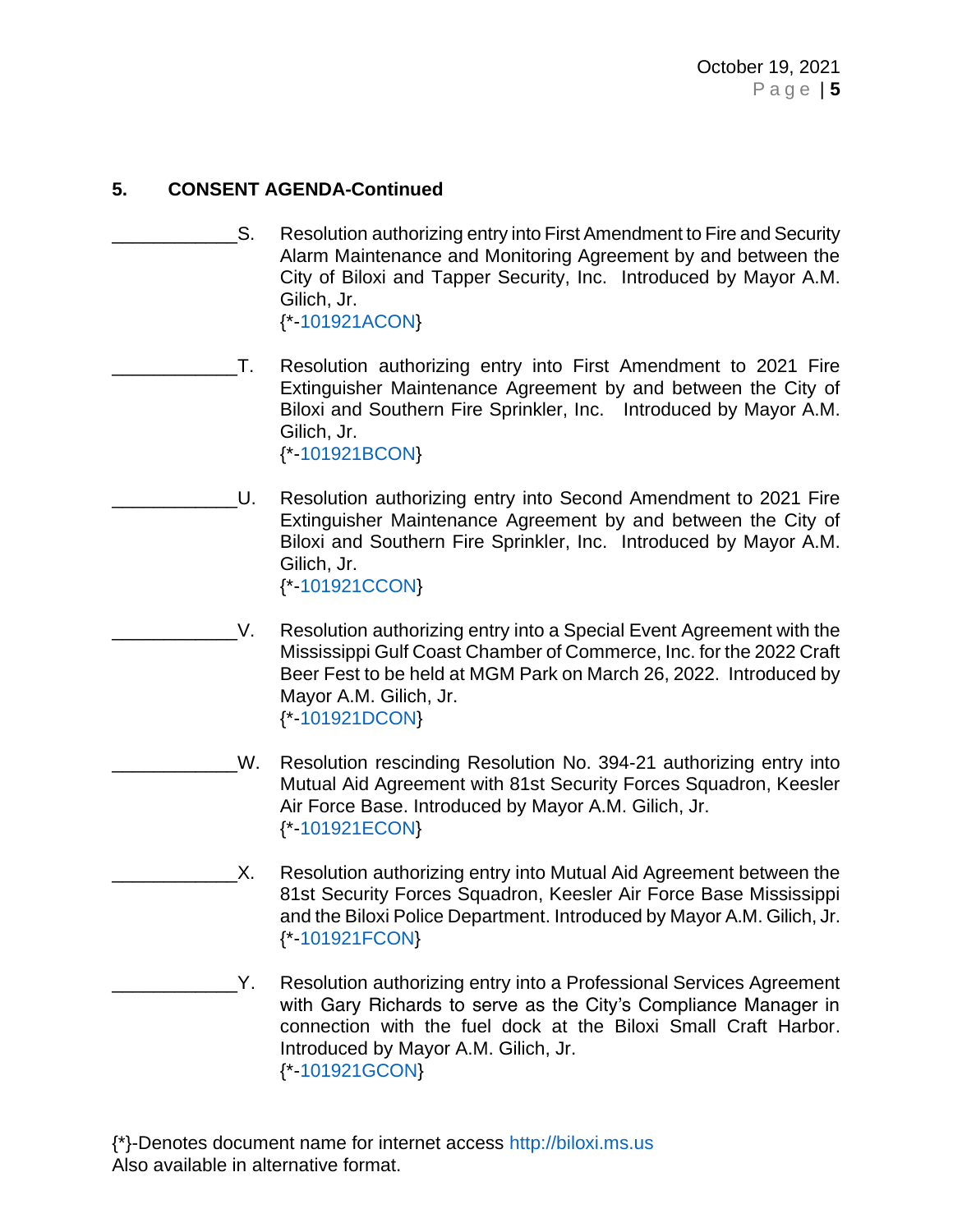**5. CONSENT AGENDA-Continued**

____________S. Resolution authorizing entry into First Amendment to Fire and Security Alarm Maintenance and Monitoring Agreement by and between the City of Biloxi and Tapper Security, Inc. Introduced by Mayor A.M. Gilich, Jr.
{*-101921ACON}

____________T. Resolution authorizing entry into First Amendment to 2021 Fire Extinguisher Maintenance Agreement by and between the City of Biloxi and Southern Fire Sprinkler, Inc. Introduced by Mayor A.M. Gilich, Jr.
{*-101921BCON}

____________U. Resolution authorizing entry into Second Amendment to 2021 Fire Extinguisher Maintenance Agreement by and between the City of Biloxi and Southern Fire Sprinkler, Inc. Introduced by Mayor A.M. Gilich, Jr.
{*-101921CCON}

____________V. Resolution authorizing entry into a Special Event Agreement with the Mississippi Gulf Coast Chamber of Commerce, Inc. for the 2022 Craft Beer Fest to be held at MGM Park on March 26, 2022. Introduced by Mayor A.M. Gilich, Jr.
{*-101921DCON}

____________W. Resolution rescinding Resolution No. 394-21 authorizing entry into Mutual Aid Agreement with 81st Security Forces Squadron, Keesler Air Force Base. Introduced by Mayor A.M. Gilich, Jr.
{*-101921ECON}

____________X. Resolution authorizing entry into Mutual Aid Agreement between the 81st Security Forces Squadron, Keesler Air Force Base Mississippi and the Biloxi Police Department. Introduced by Mayor A.M. Gilich, Jr.
{*-101921FCON}

____________Y. Resolution authorizing entry into a Professional Services Agreement with Gary Richards to serve as the City's Compliance Manager in connection with the fuel dock at the Biloxi Small Craft Harbor. Introduced by Mayor A.M. Gilich, Jr.
{*-101921GCON}

{*}-Denotes document name for internet access http://biloxi.ms.us
Also available in alternative format.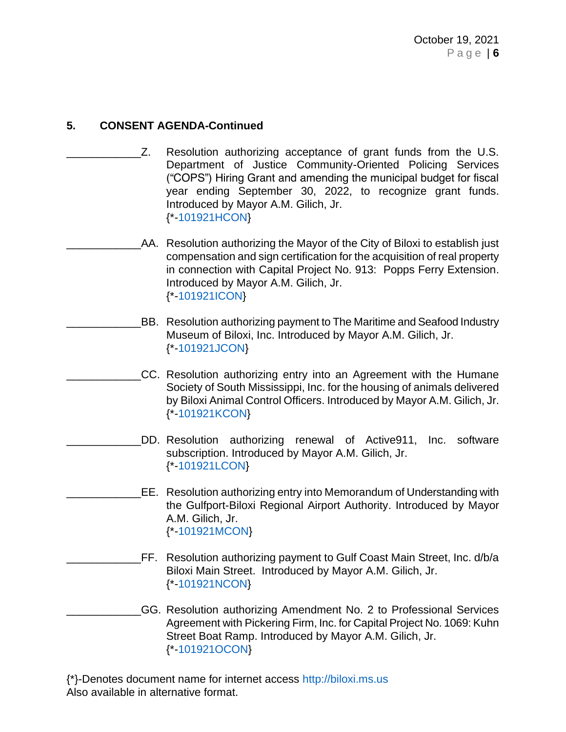## 5. CONSENT AGENDA-Continued

____________Z. Resolution authorizing acceptance of grant funds from the U.S. Department of Justice Community-Oriented Policing Services ("COPS") Hiring Grant and amending the municipal budget for fiscal year ending September 30, 2022, to recognize grant funds. Introduced by Mayor A.M. Gilich, Jr.
{*-101921HCON}

____________AA. Resolution authorizing the Mayor of the City of Biloxi to establish just compensation and sign certification for the acquisition of real property in connection with Capital Project No. 913: Popps Ferry Extension. Introduced by Mayor A.M. Gilich, Jr.
{*-101921ICON}

____________BB. Resolution authorizing payment to The Maritime and Seafood Industry Museum of Biloxi, Inc. Introduced by Mayor A.M. Gilich, Jr.
{*-101921JCON}

____________CC. Resolution authorizing entry into an Agreement with the Humane Society of South Mississippi, Inc. for the housing of animals delivered by Biloxi Animal Control Officers. Introduced by Mayor A.M. Gilich, Jr.
{*-101921KCON}

____________DD. Resolution authorizing renewal of Active911, Inc. software subscription. Introduced by Mayor A.M. Gilich, Jr.
{*-101921LCON}

____________EE. Resolution authorizing entry into Memorandum of Understanding with the Gulfport-Biloxi Regional Airport Authority. Introduced by Mayor A.M. Gilich, Jr.
{*-101921MCON}

____________FF. Resolution authorizing payment to Gulf Coast Main Street, Inc. d/b/a Biloxi Main Street. Introduced by Mayor A.M. Gilich, Jr.
{*-101921NCON}

____________GG. Resolution authorizing Amendment No. 2 to Professional Services Agreement with Pickering Firm, Inc. for Capital Project No. 1069: Kuhn Street Boat Ramp. Introduced by Mayor A.M. Gilich, Jr.
{*-101921OCON}

{*}-Denotes document name for internet access http://biloxi.ms.us
Also available in alternative format.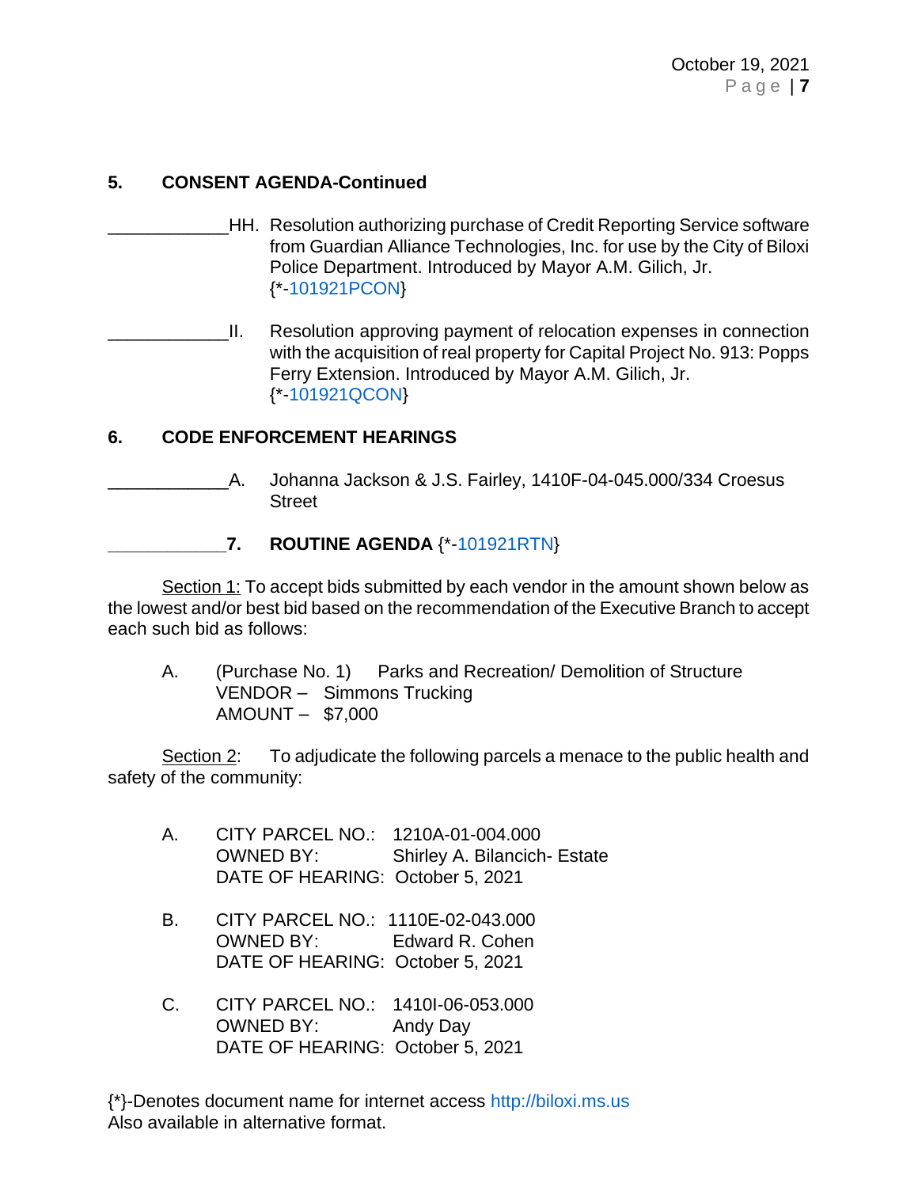## 5. CONSENT AGENDA-Continued

____________HH. Resolution authorizing purchase of Credit Reporting Service software from Guardian Alliance Technologies, Inc. for use by the City of Biloxi Police Department. Introduced by Mayor A.M. Gilich, Jr. {*-101921PCON}

____________II. Resolution approving payment of relocation expenses in connection with the acquisition of real property for Capital Project No. 913: Popps Ferry Extension. Introduced by Mayor A.M. Gilich, Jr. {*-101921QCON}

## 6. CODE ENFORCEMENT HEARINGS

____________A. Johanna Jackson & J.S. Fairley, 1410F-04-045.000/334 Croesus Street

____________**7. ROUTINE AGENDA** {*-101921RTN}

Section 1: To accept bids submitted by each vendor in the amount shown below as the lowest and/or best bid based on the recommendation of the Executive Branch to accept each such bid as follows:

A. (Purchase No. 1) Parks and Recreation/ Demolition of Structure
VENDOR – Simmons Trucking
AMOUNT – $7,000

Section 2: To adjudicate the following parcels a menace to the public health and safety of the community:

A. CITY PARCEL NO.: 1210A-01-004.000
OWNED BY: Shirley A. Bilancich- Estate
DATE OF HEARING: October 5, 2021

B. CITY PARCEL NO.: 1110E-02-043.000
OWNED BY: Edward R. Cohen
DATE OF HEARING: October 5, 2021

C. CITY PARCEL NO.: 1410I-06-053.000
OWNED BY: Andy Day
DATE OF HEARING: October 5, 2021

{*}-Denotes document name for internet access http://biloxi.ms.us
Also available in alternative format.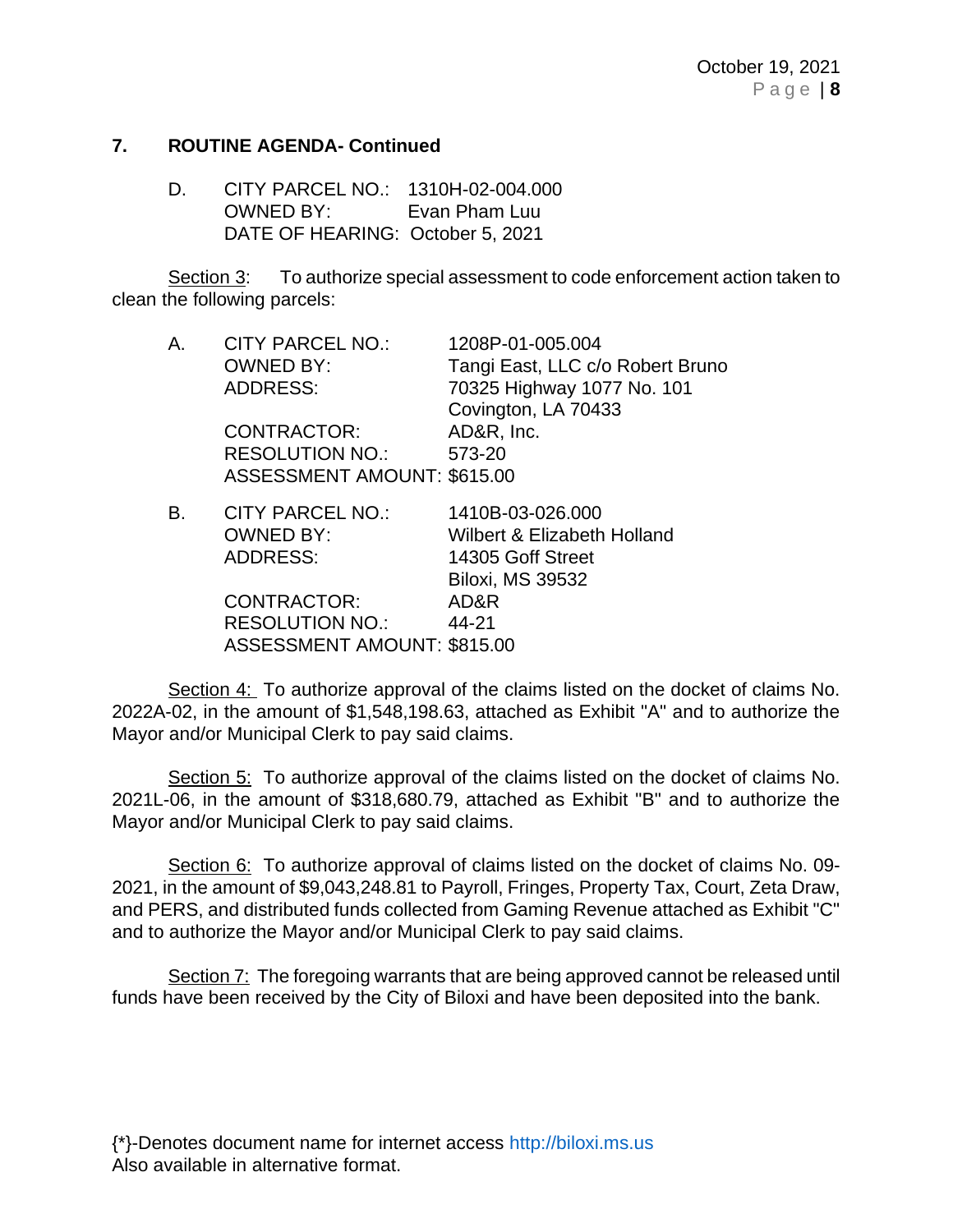### 7. ROUTINE AGENDA- Continued

D. CITY PARCEL NO.: 1310H-02-004.000
OWNED BY: Evan Pham Luu
DATE OF HEARING: October 5, 2021

Section 3: To authorize special assessment to code enforcement action taken to clean the following parcels:

A. CITY PARCEL NO.: 1208P-01-005.004
OWNED BY: Tangi East, LLC c/o Robert Bruno
ADDRESS: 70325 Highway 1077 No. 101
Covington, LA 70433
CONTRACTOR: AD&R, Inc.
RESOLUTION NO.: 573-20
ASSESSMENT AMOUNT: $615.00

B. CITY PARCEL NO.: 1410B-03-026.000
OWNED BY: Wilbert & Elizabeth Holland
ADDRESS: 14305 Goff Street
Biloxi, MS 39532
CONTRACTOR: AD&R
RESOLUTION NO.: 44-21
ASSESSMENT AMOUNT: $815.00

Section 4: To authorize approval of the claims listed on the docket of claims No. 2022A-02, in the amount of $1,548,198.63, attached as Exhibit "A" and to authorize the Mayor and/or Municipal Clerk to pay said claims.

Section 5: To authorize approval of the claims listed on the docket of claims No. 2021L-06, in the amount of $318,680.79, attached as Exhibit "B" and to authorize the Mayor and/or Municipal Clerk to pay said claims.

Section 6: To authorize approval of claims listed on the docket of claims No. 09-2021, in the amount of $9,043,248.81 to Payroll, Fringes, Property Tax, Court, Zeta Draw, and PERS, and distributed funds collected from Gaming Revenue attached as Exhibit "C" and to authorize the Mayor and/or Municipal Clerk to pay said claims.

Section 7: The foregoing warrants that are being approved cannot be released until funds have been received by the City of Biloxi and have been deposited into the bank.

{*}-Denotes document name for internet access http://biloxi.ms.us
Also available in alternative format.